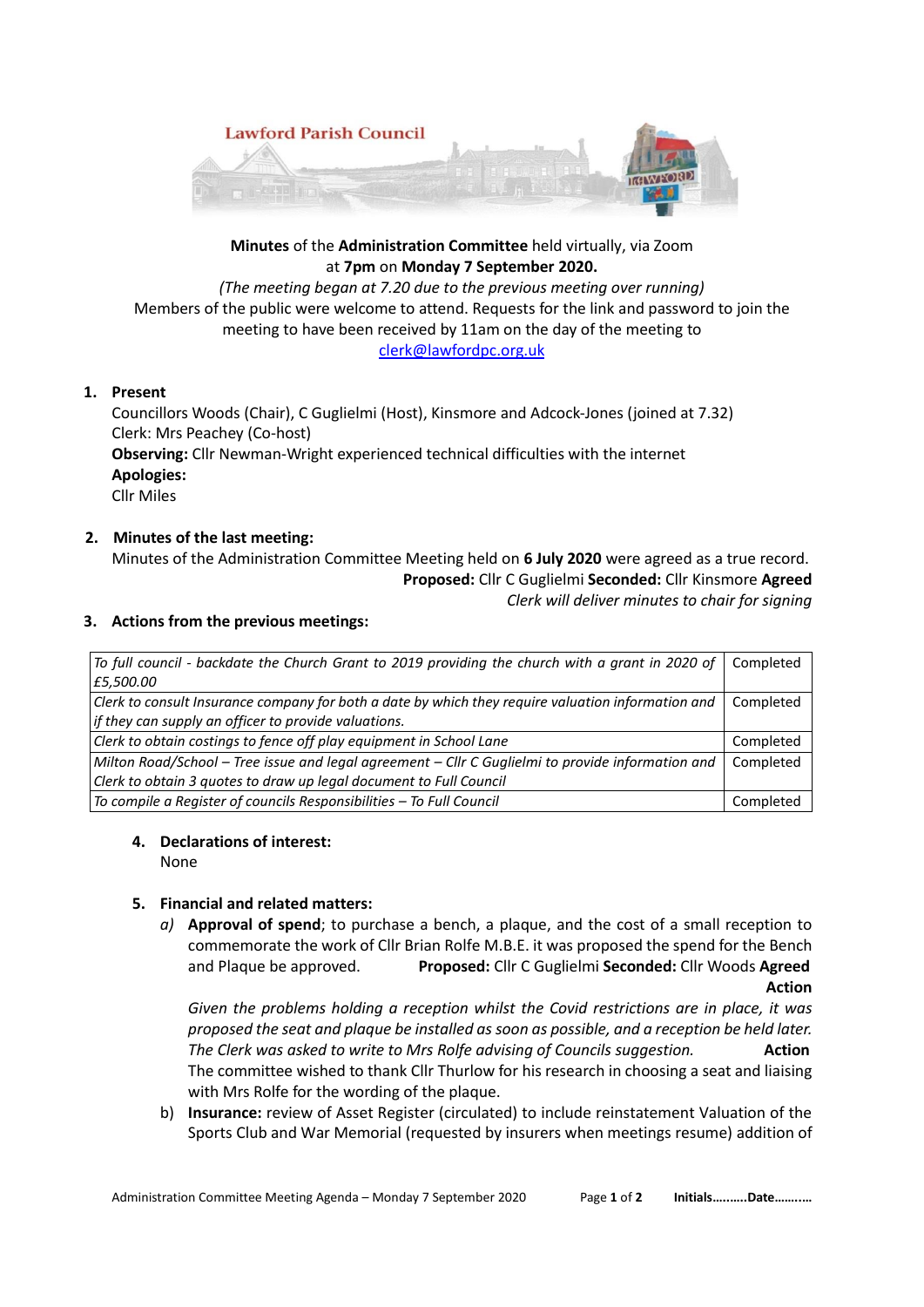Lawford Parish Council

**Minutes** of the **Administration Committee** held virtually, via Zoom at **7pm** on **Monday 7 September 2020.**

*(The meeting began at 7.20 due to the previous meeting over running)*

Members of the public were welcome to attend. Requests for the link and password to join the meeting to have been received by 11am on the day of the meeting to clerk@lawfordpc.org.uk

1. **Present**

   Councillors Woods (Chair), C Guglielmi (Host), Kinsmore and Adcock-Jones (joined at 7.32)
   Clerk: Mrs Peachey (Co-host)
   **Observing:** Cllr Newman-Wright experienced technical difficulties with the internet
   **Apologies:**
   Cllr Miles

2. **Minutes of the last meeting:**

   Minutes of the Administration Committee Meeting held on **6 July 2020** were agreed as a true record.
   **Proposed:** Cllr C Guglielmi **Seconded:** Cllr Kinsmore **Agreed**
   *Clerk will deliver minutes to chair for signing*

3. **Actions from the previous meetings:**

| | |
|---|---|
| *To full council - backdate the Church Grant to 2019 providing the church with a grant in 2020 of £5,500.00* | Completed |
| *Clerk to consult Insurance company for both a date by which they require valuation information and if they can supply an officer to provide valuations.* | Completed |
| *Clerk to obtain costings to fence off play equipment in School Lane* | Completed |
| *Milton Road/School – Tree issue and legal agreement – Cllr C Guglielmi to provide information and Clerk to obtain 3 quotes to draw up legal document to Full Council* | Completed |
| *To compile a Register of councils Responsibilities – To Full Council* | Completed |

4. **Declarations of interest:**

   None

5. **Financial and related matters:**

   *a)* **Approval of spend**; to purchase a bench, a plaque, and the cost of a small reception to commemorate the work of Cllr Brian Rolfe M.B.E. it was proposed the spend for the Bench and Plaque be approved. **Proposed:** Cllr C Guglielmi **Seconded:** Cllr Woods **Agreed**
   **Action**

   *Given the problems holding a reception whilst the Covid restrictions are in place, it was proposed the seat and plaque be installed as soon as possible, and a reception be held later. The Clerk was asked to write to Mrs Rolfe advising of Councils suggestion.* **Action**

   The committee wished to thank Cllr Thurlow for his research in choosing a seat and liaising with Mrs Rolfe for the wording of the plaque.

   b) **Insurance:** review of Asset Register (circulated) to include reinstatement Valuation of the Sports Club and War Memorial (requested by insurers when meetings resume) addition of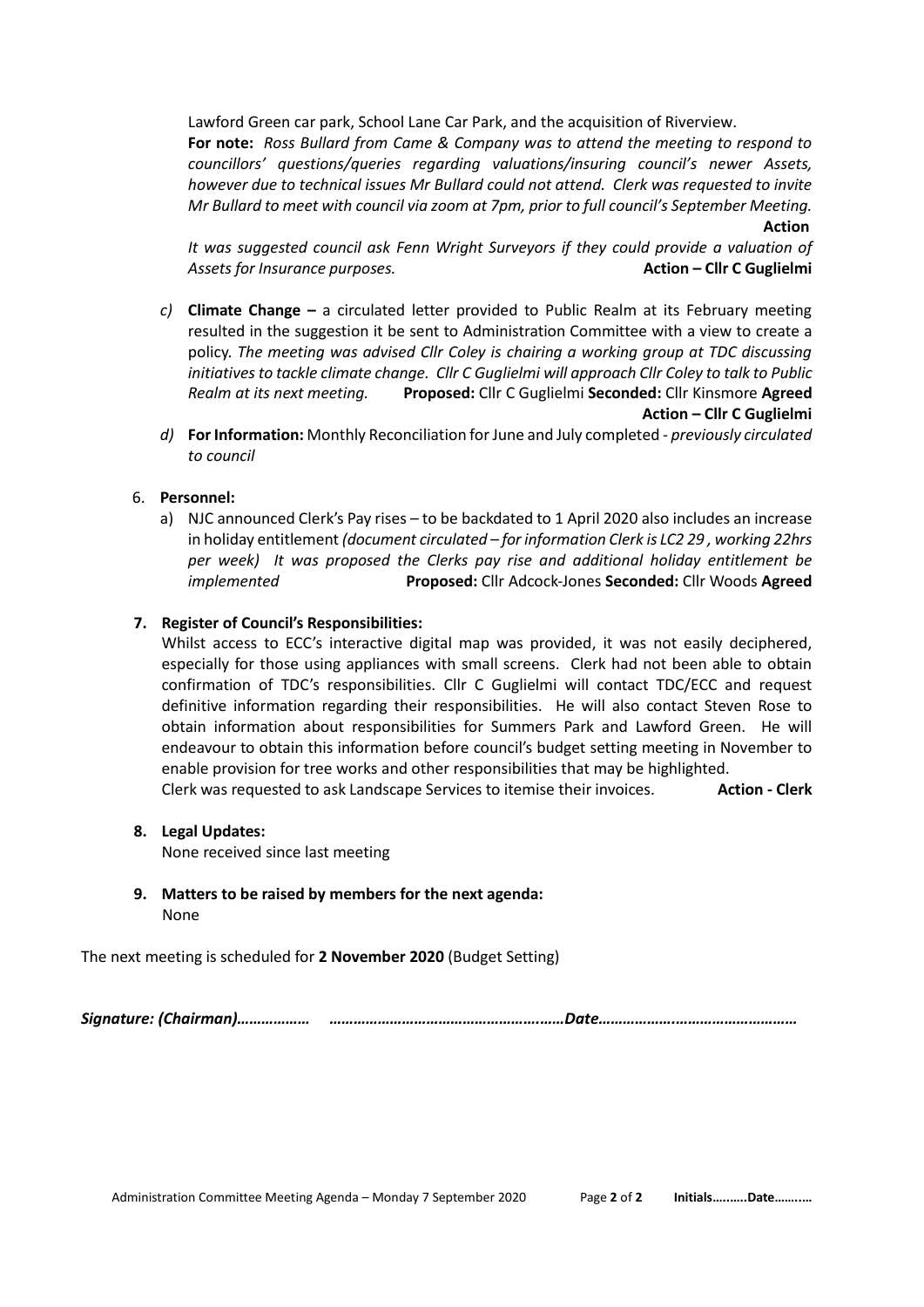Lawford Green car park, School Lane Car Park, and the acquisition of Riverview.

**For note:** *Ross Bullard from Came & Company was to attend the meeting to respond to councillors' questions/queries regarding valuations/insuring council's newer Assets, however due to technical issues Mr Bullard could not attend. Clerk was requested to invite Mr Bullard to meet with council via zoom at 7pm, prior to full council's September Meeting.* **Action**

*It was suggested council ask Fenn Wright Surveyors if they could provide a valuation of Assets for Insurance purposes.* **Action – Cllr C Guglielmi**

*c)* **Climate Change –** a circulated letter provided to Public Realm at its February meeting resulted in the suggestion it be sent to Administration Committee with a view to create a policy. *The meeting was advised Cllr Coley is chairing a working group at TDC discussing initiatives to tackle climate change. Cllr C Guglielmi will approach Cllr Coley to talk to Public Realm at its next meeting.* **Proposed:** Cllr C Guglielmi **Seconded:** Cllr Kinsmore **Agreed** **Action – Cllr C Guglielmi**

*d)* **For Information:** Monthly Reconciliation for June and July completed - *previously circulated to council*

6. **Personnel:**
   a) NJC announced Clerk's Pay rises – to be backdated to 1 April 2020 also includes an increase in holiday entitlement *(document circulated – for information Clerk is LC2 29 , working 22hrs per week) It was proposed the Clerks pay rise and additional holiday entitlement be implemented* **Proposed:** Cllr Adcock-Jones **Seconded:** Cllr Woods **Agreed**

7. **Register of Council's Responsibilities:**

Whilst access to ECC's interactive digital map was provided, it was not easily deciphered, especially for those using appliances with small screens. Clerk had not been able to obtain confirmation of TDC's responsibilities. Cllr C Guglielmi will contact TDC/ECC and request definitive information regarding their responsibilities. He will also contact Steven Rose to obtain information about responsibilities for Summers Park and Lawford Green. He will endeavour to obtain this information before council's budget setting meeting in November to enable provision for tree works and other responsibilities that may be highlighted.
Clerk was requested to ask Landscape Services to itemise their invoices. **Action - Clerk**

8. **Legal Updates:**
   None received since last meeting

9. **Matters to be raised by members for the next agenda:**
   None

The next meeting is scheduled for **2 November 2020** (Budget Setting)

***Signature: (Chairman)……………… ……………………………………………….…Date…………….………………………***